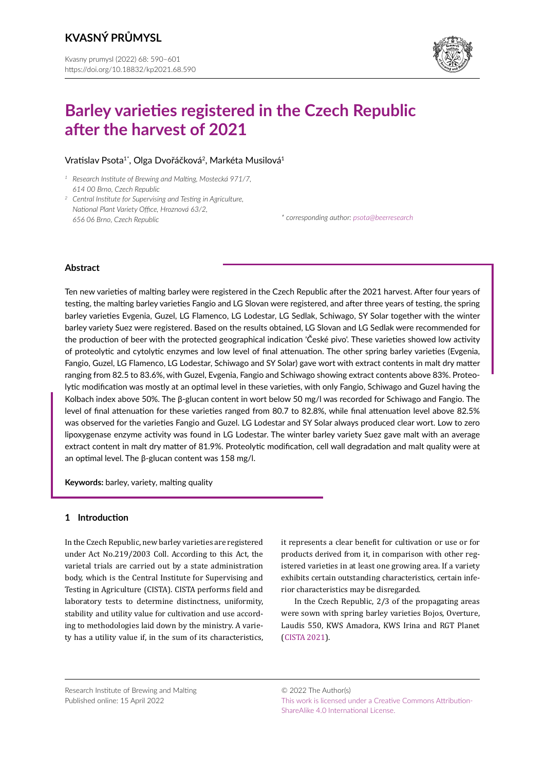# Barley varieties registered in the Czech Republic after the harvest of 2021

Vratislav Psota[1*], Olga Dvořáčková[2], Markéta Musilová[1]

[1] *Research Institute of Brewing and Malting, Mostecká 971/7, 614 00 Brno, Czech Republic*

[2] *Central Institute for Supervising and Testing in Agriculture, National Plant Variety Office, Hroznová 63/2, 656 06 Brno, Czech Republic*

*\* corresponding author: psota@beerresearch*

## Abstract

Ten new varieties of malting barley were registered in the Czech Republic after the 2021 harvest. After four years of testing, the malting barley varieties Fangio and LG Slovan were registered, and after three years of testing, the spring barley varieties Evgenia, Guzel, LG Flamenco, LG Lodestar, LG Sedlak, Schiwago, SY Solar together with the winter barley variety Suez were registered. Based on the results obtained, LG Slovan and LG Sedlak were recommended for the production of beer with the protected geographical indication 'České pivo'. These varieties showed low activity of proteolytic and cytolytic enzymes and low level of final attenuation. The other spring barley varieties (Evgenia, Fangio, Guzel, LG Flamenco, LG Lodestar, Schiwago and SY Solar) gave wort with extract contents in malt dry matter ranging from 82.5 to 83.6%, with Guzel, Evgenia, Fangio and Schiwago showing extract contents above 83%. Proteolytic modification was mostly at an optimal level in these varieties, with only Fangio, Schiwago and Guzel having the Kolbach index above 50%. The β-glucan content in wort below 50 mg/l was recorded for Schiwago and Fangio. The level of final attenuation for these varieties ranged from 80.7 to 82.8%, while final attenuation level above 82.5% was observed for the varieties Fangio and Guzel. LG Lodestar and SY Solar always produced clear wort. Low to zero lipoxygenase enzyme activity was found in LG Lodestar. The winter barley variety Suez gave malt with an average extract content in malt dry matter of 81.9%. Proteolytic modification, cell wall degradation and malt quality were at an optimal level. The β-glucan content was 158 mg/l.

**Keywords:** barley, variety, malting quality

## 1 Introduction

In the Czech Republic, new barley varieties are registered under Act No.219/2003 Coll. According to this Act, the varietal trials are carried out by a state administration body, which is the Central Institute for Supervising and Testing in Agriculture (CISTA). CISTA performs field and laboratory tests to determine distinctness, uniformity, stability and utility value for cultivation and use according to methodologies laid down by the ministry. A variety has a utility value if, in the sum of its characteristics, it represents a clear benefit for cultivation or use or for products derived from it, in comparison with other registered varieties in at least one growing area. If a variety exhibits certain outstanding characteristics, certain inferior characteristics may be disregarded.

In the Czech Republic, 2/3 of the propagating areas were sown with spring barley varieties Bojos, Overture, Laudis 550, KWS Amadora, KWS Irina and RGT Planet (CISTA 2021).

Research Institute of Brewing and Malting
Published online: 15 April 2022

© 2022 The Author(s)
This work is licensed under a Creative Commons Attribution-ShareAlike 4.0 International License.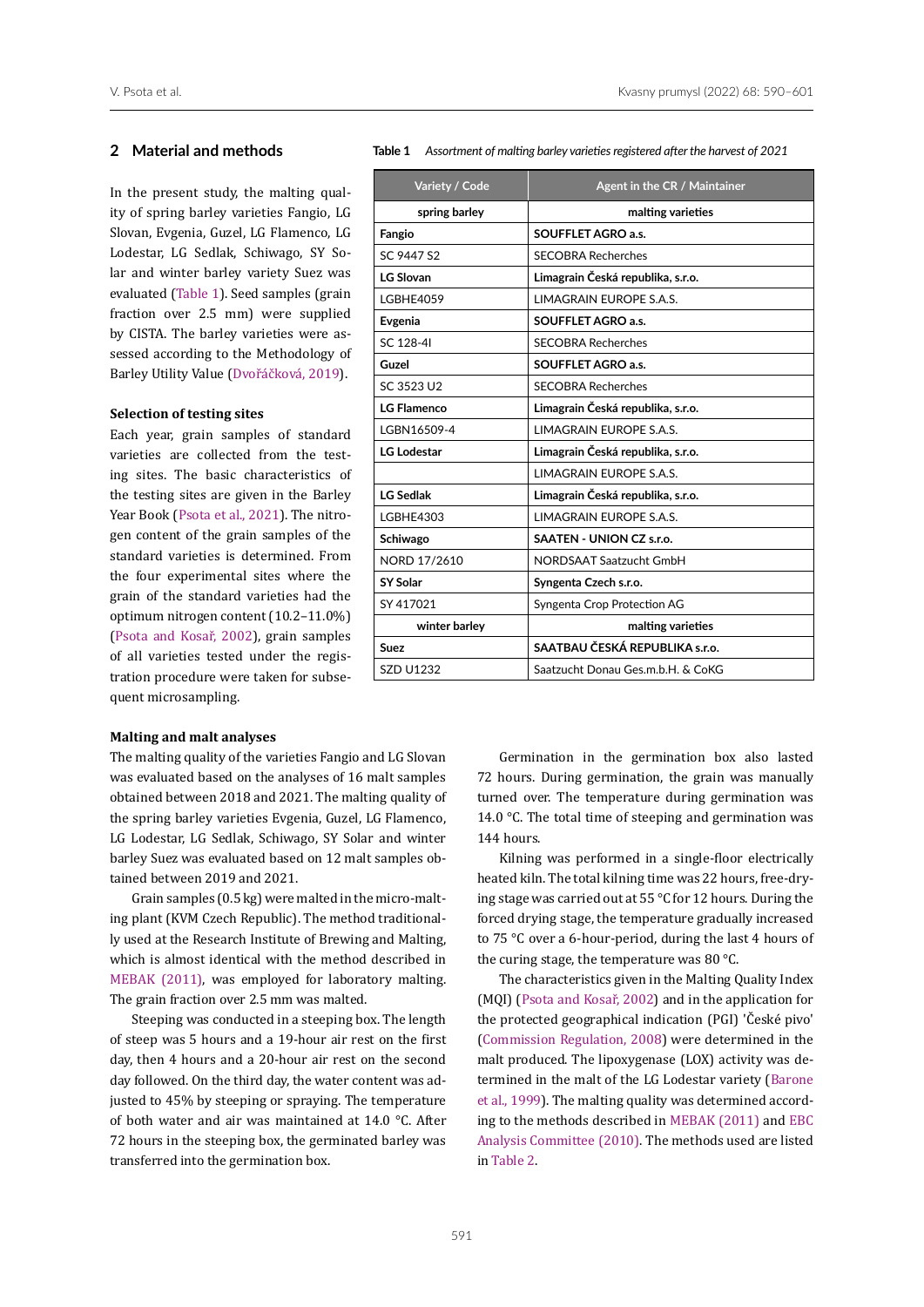## 2 Material and methods

In the present study, the malting quality of spring barley varieties Fangio, LG Slovan, Evgenia, Guzel, LG Flamenco, LG Lodestar, LG Sedlak, Schiwago, SY Solar and winter barley variety Suez was evaluated (Table 1). Seed samples (grain fraction over 2.5 mm) were supplied by CISTA. The barley varieties were assessed according to the Methodology of Barley Utility Value (Dvořáčková, 2019).

**Table 1** *Assortment of malting barley varieties registered after the harvest of 2021*

| Variety / Code | Agent in the CR / Maintainer |
|---|---|
| **spring barley** | **malting varieties** |
| **Fangio** | **SOUFFLET AGRO a.s.** |
| SC 9447 S2 | SECOBRA Recherches |
| **LG Slovan** | **Limagrain Česká republika, s.r.o.** |
| LGBHE4059 | LIMAGRAIN EUROPE S.A.S. |
| **Evgenia** | **SOUFFLET AGRO a.s.** |
| SC 128-4I | SECOBRA Recherches |
| **Guzel** | **SOUFFLET AGRO a.s.** |
| SC 3523 U2 | SECOBRA Recherches |
| **LG Flamenco** | **Limagrain Česká republika, s.r.o.** |
| LGBN16509-4 | LIMAGRAIN EUROPE S.A.S. |
| **LG Lodestar** | **Limagrain Česká republika, s.r.o.** |
| | LIMAGRAIN EUROPE S.A.S. |
| **LG Sedlak** | **Limagrain Česká republika, s.r.o.** |
| LGBHE4303 | LIMAGRAIN EUROPE S.A.S. |
| **Schiwago** | **SAATEN - UNION CZ s.r.o.** |
| NORD 17/2610 | NORDSAAT Saatzucht GmbH |
| **SY Solar** | **Syngenta Czech s.r.o.** |
| SY 417021 | Syngenta Crop Protection AG |
| **winter barley** | **malting varieties** |
| **Suez** | **SAATBAU ČESKÁ REPUBLIKA s.r.o.** |
| SZD U1232 | Saatzucht Donau Ges.m.b.H. & CoKG |

### Selection of testing sites

Each year, grain samples of standard varieties are collected from the testing sites. The basic characteristics of the testing sites are given in the Barley Year Book (Psota et al., 2021). The nitrogen content of the grain samples of the standard varieties is determined. From the four experimental sites where the grain of the standard varieties had the optimum nitrogen content (10.2–11.0%) (Psota and Kosař, 2002), grain samples of all varieties tested under the registration procedure were taken for subsequent microsampling.

### Malting and malt analyses

The malting quality of the varieties Fangio and LG Slovan was evaluated based on the analyses of 16 malt samples obtained between 2018 and 2021. The malting quality of the spring barley varieties Evgenia, Guzel, LG Flamenco, LG Lodestar, LG Sedlak, Schiwago, SY Solar and winter barley Suez was evaluated based on 12 malt samples obtained between 2019 and 2021.

Grain samples (0.5 kg) were malted in the micro-malting plant (KVM Czech Republic). The method traditionally used at the Research Institute of Brewing and Malting, which is almost identical with the method described in MEBAK (2011), was employed for laboratory malting. The grain fraction over 2.5 mm was malted.

Steeping was conducted in a steeping box. The length of steep was 5 hours and a 19-hour air rest on the first day, then 4 hours and a 20-hour air rest on the second day followed. On the third day, the water content was adjusted to 45% by steeping or spraying. The temperature of both water and air was maintained at 14.0 °C. After 72 hours in the steeping box, the germinated barley was transferred into the germination box.

Germination in the germination box also lasted 72 hours. During germination, the grain was manually turned over. The temperature during germination was 14.0 °C. The total time of steeping and germination was 144 hours.

Kilning was performed in a single-floor electrically heated kiln. The total kilning time was 22 hours, free-drying stage was carried out at 55 °C for 12 hours. During the forced drying stage, the temperature gradually increased to 75 °C over a 6-hour-period, during the last 4 hours of the curing stage, the temperature was 80 °C.

The characteristics given in the Malting Quality Index (MQI) (Psota and Kosař, 2002) and in the application for the protected geographical indication (PGI) 'České pivo' (Commission Regulation, 2008) were determined in the malt produced. The lipoxygenase (LOX) activity was determined in the malt of the LG Lodestar variety (Barone et al., 1999). The malting quality was determined according to the methods described in MEBAK (2011) and EBC Analysis Committee (2010). The methods used are listed in Table 2.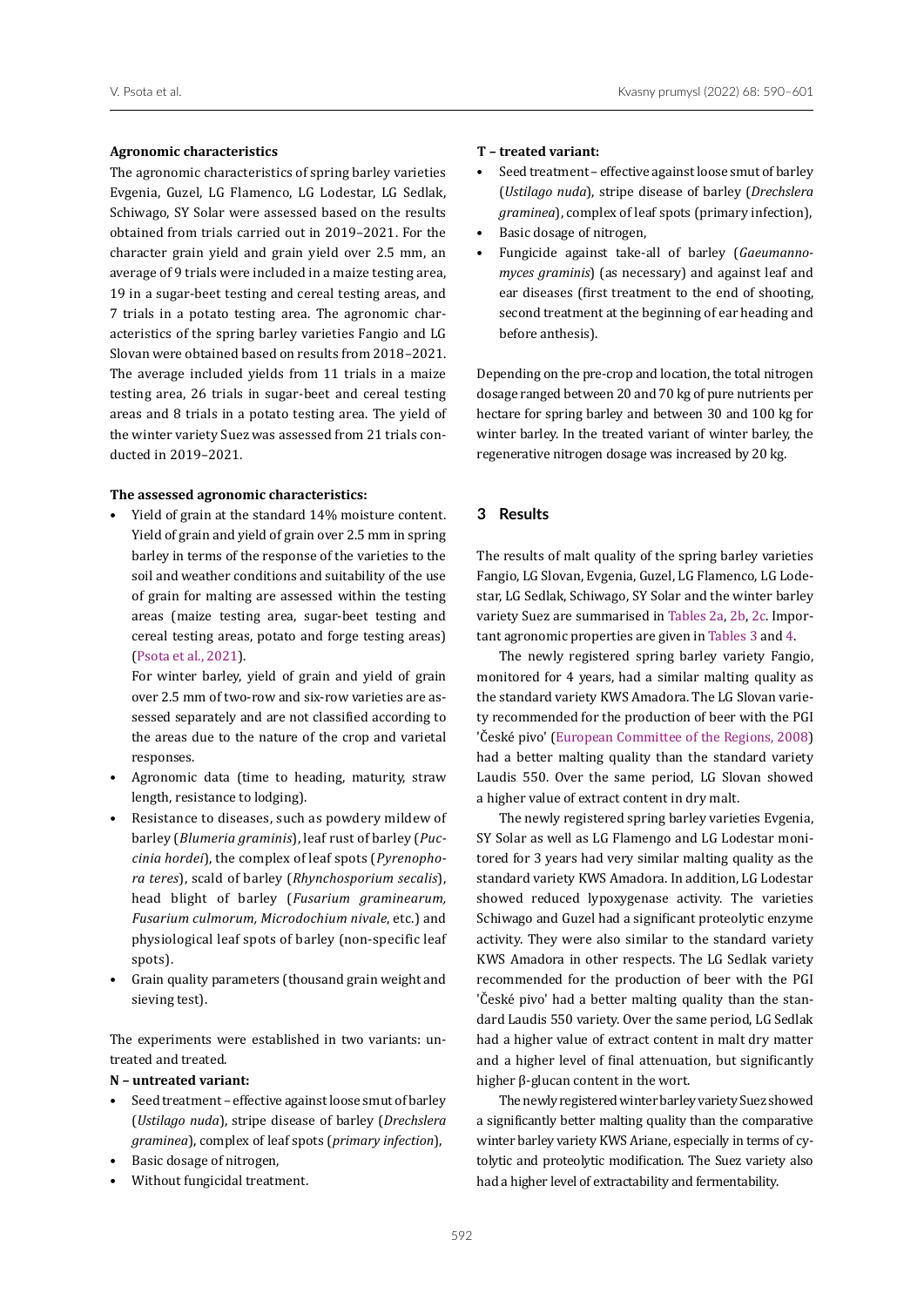**Agronomic characteristics**

The agronomic characteristics of spring barley varieties Evgenia, Guzel, LG Flamenco, LG Lodestar, LG Sedlak, Schiwago, SY Solar were assessed based on the results obtained from trials carried out in 2019–2021. For the character grain yield and grain yield over 2.5 mm, an average of 9 trials were included in a maize testing area, 19 in a sugar-beet testing and cereal testing areas, and 7 trials in a potato testing area. The agronomic characteristics of the spring barley varieties Fangio and LG Slovan were obtained based on results from 2018–2021. The average included yields from 11 trials in a maize testing area, 26 trials in sugar-beet and cereal testing areas and 8 trials in a potato testing area. The yield of the winter variety Suez was assessed from 21 trials conducted in 2019–2021.

**The assessed agronomic characteristics:**

- Yield of grain at the standard 14% moisture content. Yield of grain and yield of grain over 2.5 mm in spring barley in terms of the response of the varieties to the soil and weather conditions and suitability of the use of grain for malting are assessed within the testing areas (maize testing area, sugar-beet testing and cereal testing areas, potato and forge testing areas) (Psota et al., 2021).

  For winter barley, yield of grain and yield of grain over 2.5 mm of two-row and six-row varieties are assessed separately and are not classified according to the areas due to the nature of the crop and varietal responses.
- Agronomic data (time to heading, maturity, straw length, resistance to lodging).
- Resistance to diseases, such as powdery mildew of barley (*Blumeria graminis*), leaf rust of barley (*Puccinia hordei*), the complex of leaf spots (*Pyrenophora teres*), scald of barley (*Rhynchosporium secalis*), head blight of barley (*Fusarium graminearum, Fusarium culmorum, Microdochium nivale*, etc.) and physiological leaf spots of barley (non-specific leaf spots).
- Grain quality parameters (thousand grain weight and sieving test).

The experiments were established in two variants: untreated and treated.

**N – untreated variant:**

- Seed treatment – effective against loose smut of barley (*Ustilago nuda*), stripe disease of barley (*Drechslera graminea*), complex of leaf spots (*primary infection*),
- Basic dosage of nitrogen,
- Without fungicidal treatment.

**T – treated variant:**

- Seed treatment – effective against loose smut of barley (*Ustilago nuda*), stripe disease of barley (*Drechslera graminea*), complex of leaf spots (primary infection),
- Basic dosage of nitrogen,
- Fungicide against take-all of barley (*Gaeumannomyces graminis*) (as necessary) and against leaf and ear diseases (first treatment to the end of shooting, second treatment at the beginning of ear heading and before anthesis).

Depending on the pre-crop and location, the total nitrogen dosage ranged between 20 and 70 kg of pure nutrients per hectare for spring barley and between 30 and 100 kg for winter barley. In the treated variant of winter barley, the regenerative nitrogen dosage was increased by 20 kg.

## 3 Results

The results of malt quality of the spring barley varieties Fangio, LG Slovan, Evgenia, Guzel, LG Flamenco, LG Lodestar, LG Sedlak, Schiwago, SY Solar and the winter barley variety Suez are summarised in Tables 2a, 2b, 2c. Important agronomic properties are given in Tables 3 and 4.

The newly registered spring barley variety Fangio, monitored for 4 years, had a similar malting quality as the standard variety KWS Amadora. The LG Slovan variety recommended for the production of beer with the PGI 'České pivo' (European Committee of the Regions, 2008) had a better malting quality than the standard variety Laudis 550. Over the same period, LG Slovan showed a higher value of extract content in dry malt.

The newly registered spring barley varieties Evgenia, SY Solar as well as LG Flamengo and LG Lodestar monitored for 3 years had very similar malting quality as the standard variety KWS Amadora. In addition, LG Lodestar showed reduced lypoxygenase activity. The varieties Schiwago and Guzel had a significant proteolytic enzyme activity. They were also similar to the standard variety KWS Amadora in other respects. The LG Sedlak variety recommended for the production of beer with the PGI 'České pivo' had a better malting quality than the standard Laudis 550 variety. Over the same period, LG Sedlak had a higher value of extract content in malt dry matter and a higher level of final attenuation, but significantly higher β-glucan content in the wort.

The newly registered winter barley variety Suez showed a significantly better malting quality than the comparative winter barley variety KWS Ariane, especially in terms of cytolytic and proteolytic modification. The Suez variety also had a higher level of extractability and fermentability.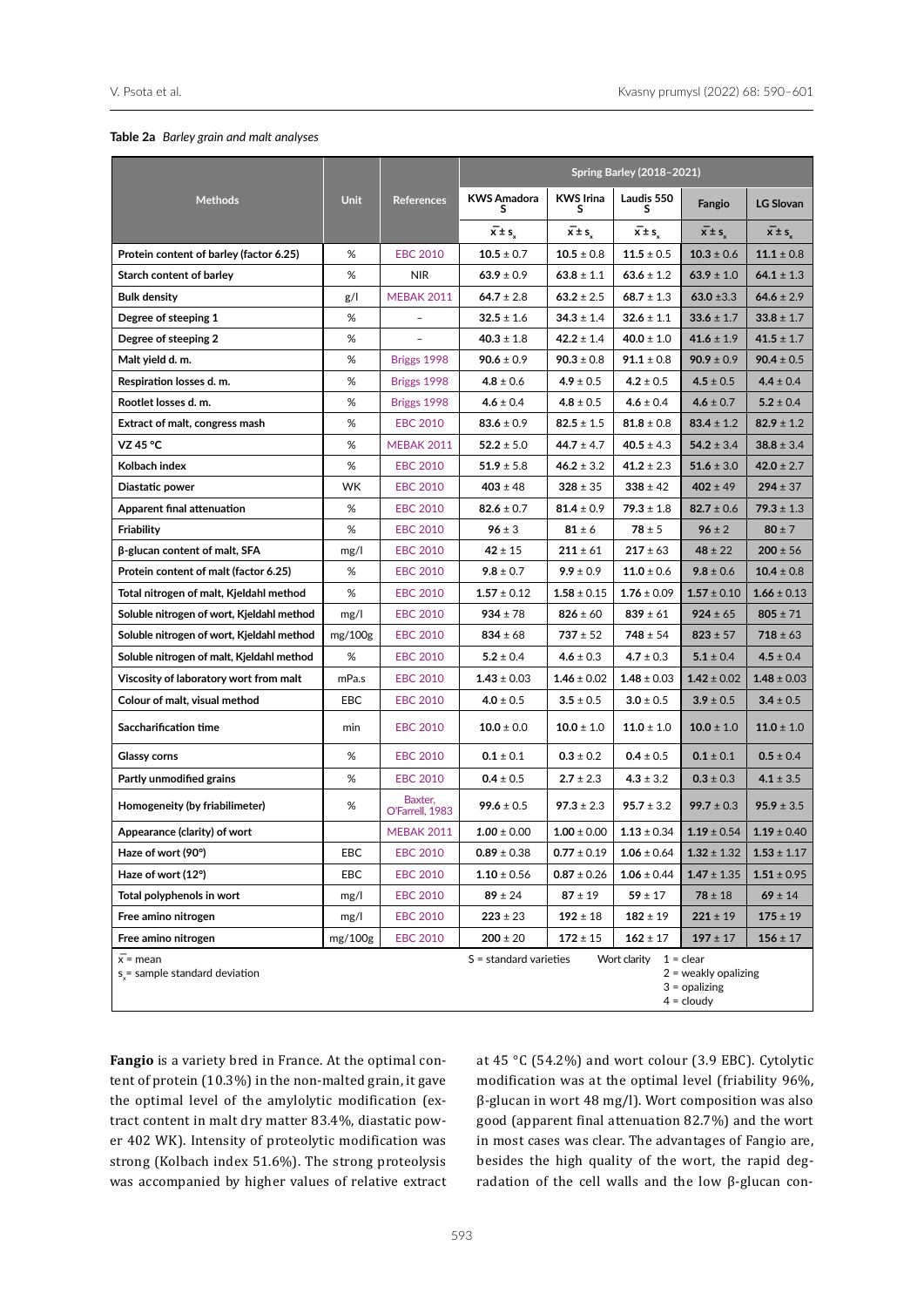**Table 2a** *Barley grain and malt analyses*

| Methods | Unit | References | Spring Barley (2018–2021) | | | | |
|---|---|---|---|---|---|---|---|
| | | | KWS Amadora S | KWS Irina S | Laudis 550 S | Fangio | LG Slovan |
| | | | $\bar{x} \pm s_x$ | $\bar{x} \pm s_x$ | $\bar{x} \pm s_x$ | $\bar{x} \pm s_x$ | $\bar{x} \pm s_x$ |
| **Protein content of barley (factor 6.25)** | % | EBC 2010 | **10.5** ± 0.7 | **10.5** ± 0.8 | **11.5** ± 0.5 | **10.3** ± 0.6 | **11.1** ± 0.8 |
| **Starch content of barley** | % | NIR | **63.9** ± 0.9 | **63.8** ± 1.1 | **63.6** ± 1.2 | **63.9** ± 1.0 | **64.1** ± 1.3 |
| **Bulk density** | g/l | MEBAK 2011 | **64.7** ± 2.8 | **63.2** ± 2.5 | **68.7** ± 1.3 | **63.0** ±3.3 | **64.6** ± 2.9 |
| **Degree of steeping 1** | % | – | **32.5** ± 1.6 | **34.3** ± 1.4 | **32.6** ± 1.1 | **33.6** ± 1.7 | **33.8** ± 1.7 |
| **Degree of steeping 2** | % | – | **40.3** ± 1.8 | **42.2** ± 1.4 | **40.0** ± 1.0 | **41.6** ± 1.9 | **41.5** ± 1.7 |
| **Malt yield d. m.** | % | Briggs 1998 | **90.6** ± 0.9 | **90.3** ± 0.8 | **91.1** ± 0.8 | **90.9** ± 0.9 | **90.4** ± 0.5 |
| **Respiration losses d. m.** | % | Briggs 1998 | **4.8** ± 0.6 | **4.9** ± 0.5 | **4.2** ± 0.5 | **4.5** ± 0.5 | **4.4** ± 0.4 |
| **Rootlet losses d. m.** | % | Briggs 1998 | **4.6** ± 0.4 | **4.8** ± 0.5 | **4.6** ± 0.4 | **4.6** ± 0.7 | **5.2** ± 0.4 |
| **Extract of malt, congress mash** | % | EBC 2010 | **83.6** ± 0.9 | **82.5** ± 1.5 | **81.8** ± 0.8 | **83.4** ± 1.2 | **82.9** ± 1.2 |
| **VZ 45 °C** | % | MEBAK 2011 | **52.2** ± 5.0 | **44.7** ± 4.7 | **40.5** ± 4.3 | **54.2** ± 3.4 | **38.8** ± 3.4 |
| **Kolbach index** | % | EBC 2010 | **51.9** ± 5.8 | **46.2** ± 3.2 | **41.2** ± 2.3 | **51.6** ± 3.0 | **42.0** ± 2.7 |
| **Diastatic power** | WK | EBC 2010 | **403** ± 48 | **328** ± 35 | **338** ± 42 | **402** ± 49 | **294** ± 37 |
| **Apparent final attenuation** | % | EBC 2010 | **82.6** ± 0.7 | **81.4** ± 0.9 | **79.3** ± 1.8 | **82.7** ± 0.6 | **79.3** ± 1.3 |
| **Friability** | % | EBC 2010 | **96** ± 3 | **81** ± 6 | **78** ± 5 | **96** ± 2 | **80** ± 7 |
| **β-glucan content of malt, SFA** | mg/l | EBC 2010 | **42** ± 15 | **211** ± 61 | **217** ± 63 | **48** ± 22 | **200** ± 56 |
| **Protein content of malt (factor 6.25)** | % | EBC 2010 | **9.8** ± 0.7 | **9.9** ± 0.9 | **11.0** ± 0.6 | **9.8** ± 0.6 | **10.4** ± 0.8 |
| **Total nitrogen of malt, Kjeldahl method** | % | EBC 2010 | **1.57** ± 0.12 | **1.58** ± 0.15 | **1.76** ± 0.09 | **1.57** ± 0.10 | **1.66** ± 0.13 |
| **Soluble nitrogen of wort, Kjeldahl method** | mg/l | EBC 2010 | **934** ± 78 | **826** ± 60 | **839** ± 61 | **924** ± 65 | **805** ± 71 |
| **Soluble nitrogen of wort, Kjeldahl method** | mg/100g | EBC 2010 | **834** ± 68 | **737** ± 52 | **748** ± 54 | **823** ± 57 | **718** ± 63 |
| **Soluble nitrogen of malt, Kjeldahl method** | % | EBC 2010 | **5.2** ± 0.4 | **4.6** ± 0.3 | **4.7** ± 0.3 | **5.1** ± 0.4 | **4.5** ± 0.4 |
| **Viscosity of laboratory wort from malt** | mPa.s | EBC 2010 | **1.43** ± 0.03 | **1.46** ± 0.02 | **1.48** ± 0.03 | **1.42** ± 0.02 | **1.48** ± 0.03 |
| **Colour of malt, visual method** | EBC | EBC 2010 | **4.0** ± 0.5 | **3.5** ± 0.5 | **3.0** ± 0.5 | **3.9** ± 0.5 | **3.4** ± 0.5 |
| **Saccharification time** | min | EBC 2010 | **10.0** ± 0.0 | **10.0** ± 1.0 | **11.0** ± 1.0 | **10.0** ± 1.0 | **11.0** ± 1.0 |
| **Glassy corns** | % | EBC 2010 | **0.1** ± 0.1 | **0.3** ± 0.2 | **0.4** ± 0.5 | **0.1** ± 0.1 | **0.5** ± 0.4 |
| **Partly unmodified grains** | % | EBC 2010 | **0.4** ± 0.5 | **2.7** ± 2.3 | **4.3** ± 3.2 | **0.3** ± 0.3 | **4.1** ± 3.5 |
| **Homogeneity (by friabilimeter)** | % | Baxter, O'Farrell, 1983 | **99.6** ± 0.5 | **97.3** ± 2.3 | **95.7** ± 3.2 | **99.7** ± 0.3 | **95.9** ± 3.5 |
| **Appearance (clarity) of wort** | | MEBAK 2011 | ***1.00*** ± 0.00 | **1.00** ± 0.00 | **1.13** ± 0.34 | **1.19** ± 0.54 | **1.19** ± 0.40 |
| **Haze of wort (90°)** | EBC | EBC 2010 | **0.89** ± 0.38 | **0.77** ± 0.19 | **1.06** ± 0.64 | **1.32** ± 1.32 | **1.53** ± 1.17 |
| **Haze of wort (12°)** | EBC | EBC 2010 | **1.10** ± 0.56 | **0.87** ± 0.26 | **1.06** ± 0.44 | **1.47** ± 1.35 | **1.51** ± 0.95 |
| **Total polyphenols in wort** | mg/l | EBC 2010 | **89** ± 24 | **87** ± 19 | **59** ± 17 | **78** ± 18 | **69** ± 14 |
| **Free amino nitrogen** | mg/l | EBC 2010 | **223** ± 23 | **192** ± 18 | **182** ± 19 | **221** ± 19 | **175** ± 19 |
| **Free amino nitrogen** | mg/100g | EBC 2010 | **200** ± 20 | **172** ± 15 | **162** ± 17 | **197** ± 17 | **156** ± 17 |

$\bar{x}$ = mean
$s_x$ = sample standard deviation
S = standard varieties
Wort clarity: 1 = clear, 2 = weakly opalizing, 3 = opalizing, 4 = cloudy

**Fangio** is a variety bred in France. At the optimal content of protein (10.3%) in the non-malted grain, it gave the optimal level of the amylolytic modification (extract content in malt dry matter 83.4%, diastatic power 402 WK). Intensity of proteolytic modification was strong (Kolbach index 51.6%). The strong proteolysis was accompanied by higher values of relative extract at 45 °C (54.2%) and wort colour (3.9 EBC). Cytolytic modification was at the optimal level (friability 96%, β-glucan in wort 48 mg/l). Wort composition was also good (apparent final attenuation 82.7%) and the wort in most cases was clear. The advantages of Fangio are, besides the high quality of the wort, the rapid degradation of the cell walls and the low β-glucan con-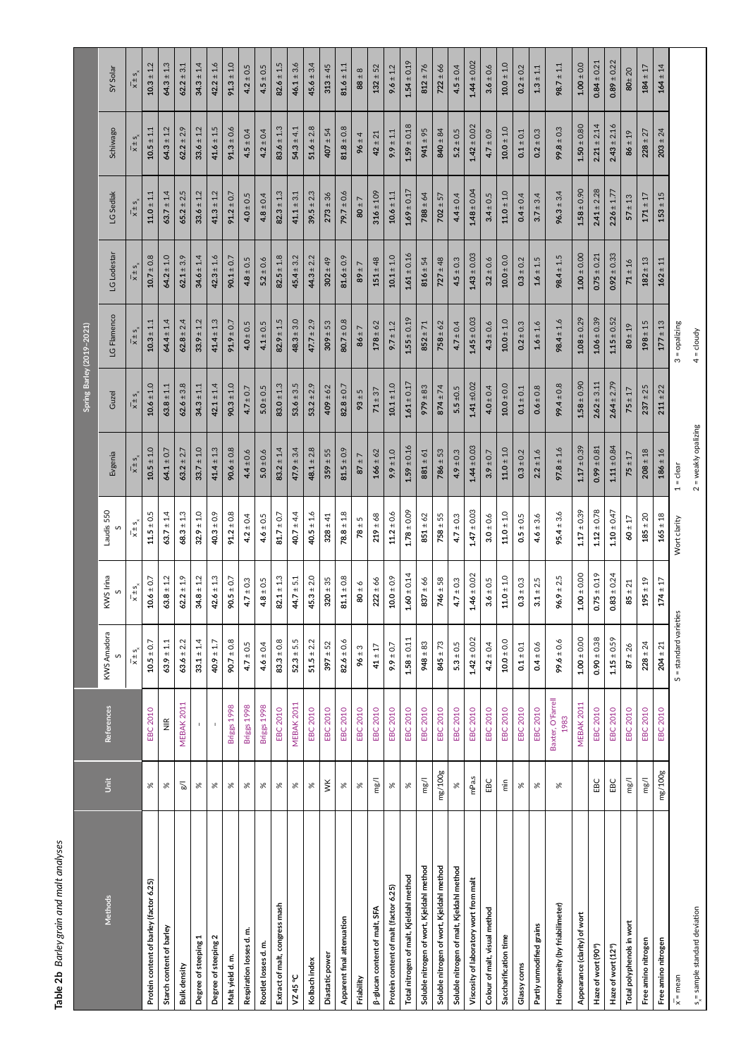**Table 2b** *Barley grain and malt analyses*

| Methods | Unit | References | Spring Barley (2019–2021) | | | | | | | | | |
|---|---|---|---|---|---|---|---|---|---|---|---|---|
| | | | KWS Amadora S | KWS Irina S | Laudis 550 S | Evgenia | Guzel | LG Flamenco | LG Lodestar | LG Sedlak | Schiwago | SY Solar |
| | | | $\bar{x} \pm s_x$ | $\bar{x} \pm s_x$ | $\bar{x} \pm s_x$ | $\bar{x} \pm s_x$ | $\bar{x} \pm s_x$ | $\bar{x} \pm s_x$ | $\bar{x} \pm s_x$ | $\bar{x} \pm s_x$ | $\bar{x} \pm s_x$ | $\bar{x} \pm s_x$ |
| Protein content of barley (factor 6.25) | % | EBC 2010 | 10.5 ± 0.7 | 10.6 ± 0.7 | 11.5 ± 0.5 | 10.5 ± 1.0 | 10.6 ± 1.0 | 10.3 ± 1.1 | 10.7 ± 0.8 | 11.0 ± 1.1 | 10.5 ± 1.1 | 10.3 ± 1.2 |
| Starch content of barley | % | NIR | 63.9 ± 1.1 | 63.8 ± 1.2 | 63.7 ± 1.4 | 64.1 ± 0.7 | 63.8 ± 1.1 | 64.4 ± 1.4 | 64.2 ± 1.0 | 63.7 ± 1.4 | 64.3 ± 1.2 | 64.3 ± 1.3 |
| Bulk density | g/l | MEBAK 2011 | 63.6 ± 2.2 | 62.2 ± 1.9 | 68.3 ± 1.3 | 63.2 ± 2.7 | 62.6 ± 3.8 | 62.8 ± 2.4 | 62.1 ± 3.9 | 65.2 ± 2.5 | 62.2 ± 2.9 | 62.2 ± 3.1 |
| Degree of steeping 1 | % | - | 33.1 ± 1.4 | 34.8 ± 1.2 | 32.9 ± 1.0 | 33.7 ± 1.0 | 34.3 ± 1.1 | 33.9 ± 1.2 | 34.6 ± 1.4 | 33.6 ± 1.2 | 33.6 ± 1.2 | 34.3 ± 1.4 |
| Degree of steeping 2 | % | - | 40.9 ± 1.7 | 42.6 ± 1.3 | 40.3 ± 0.9 | 41.4 ± 1.3 | 42.1 ± 1.4 | 41.4 ± 1.3 | 42.3 ± 1.6 | 41.3 ± 1.2 | 41.6 ± 1.5 | 42.2 ± 1.6 |
| Malt yield d. m. | % | Briggs 1998 | 90.7 ± 0.8 | 90.5 ± 0.7 | 91.2 ± 0.8 | 90.6 ± 0.8 | 90.3 ± 1.0 | 91.9 ± 0.7 | 90.1 ± 0.7 | 91.2 ± 0.7 | 91.3 ± 0.6 | 91.3 ± 1.0 |
| Respiration losses d. m. | % | Briggs 1998 | 4.7 ± 0.5 | 4.7 ± 0.3 | 4.2 ± 0.4 | 4.4 ± 0.6 | 4.7 ± 0.7 | 4.0 ± 0.5 | 4.8 ± 0.5 | 4.0 ± 0.5 | 4.5 ± 0.4 | 4.2 ± 0.5 |
| Rootlet losses d. m. | % | Briggs 1998 | 4.6 ± 0.4 | 4.8 ± 0.5 | 4.6 ± 0.5 | 5.0 ± 0.6 | 5.0 ± 0.5 | 4.1 ± 0.5 | 5.2 ± 0.6 | 4.8 ± 0.4 | 4.2 ± 0.4 | 4.5 ± 0.5 |
| Extract of malt, congress mash | % | EBC 2010 | 83.3 ± 0.8 | 82.1 ± 1.3 | 81.7 ± 0.7 | 83.2 ± 1.4 | 83.0 ± 1.3 | 82.9 ± 1.5 | 82.5 ± 1.8 | 82.3 ± 1.3 | 83.6 ± 1.3 | 82.6 ± 1.5 |
| VZ 45 °C | % | MEBAK 2011 | 52.3 ± 5.5 | 44.7 ± 5.1 | 40.7 ± 4.4 | 47.9 ± 3.4 | 53.6 ± 3.5 | 48.3 ± 3.0 | 45.4 ± 3.2 | 41.1 ± 3.1 | 54.3 ± 4.1 | 46.1 ± 3.6 |
| Kolbach index | % | EBC 2010 | 51.5 ± 2.2 | 45.3 ± 2.0 | 40.5 ± 1.6 | 48.1 ± 2.8 | 53.2 ± 2.9 | 47.7 ± 2.9 | 44.3 ± 2.2 | 39.5 ± 2.3 | 51.6 ± 2.8 | 45.6 ± 3.4 |
| Diastatic power | WK | EBC 2010 | 397 ± 52 | 320 ± 35 | 328 ± 41 | 359 ± 55 | 409 ± 62 | 309 ± 53 | 302 ± 49 | 273 ± 36 | 407 ± 54 | 313 ± 45 |
| Apparent final attenuation | % | EBC 2010 | 82.6 ± 0.6 | 81.1 ± 0.8 | 78.8 ± 1.8 | 81.5 ± 0.9 | 82.8 ± 0.7 | 80.7 ± 0.8 | 81.6 ± 0.9 | 79.7 ± 0.6 | 81.8 ± 0.8 | 81.6 ± 1.1 |
| Friability | % | EBC 2010 | 96 ± 3 | 80 ± 6 | 78 ± 5 | 87 ± 7 | 93 ± 5 | 86 ± 7 | 89 ± 7 | 80 ± 7 | 96 ± 4 | 88 ± 8 |
| β-glucan content of malt, SFA | mg/l | EBC 2010 | 41 ± 17 | 222 ± 66 | 219 ± 68 | 166 ± 62 | 71 ± 37 | 178 ± 62 | 151 ± 48 | 316 ± 109 | 42 ± 21 | 132 ± 52 |
| Protein content of malt (factor 6.25) | % | EBC 2010 | 9.9 ± 0.7 | 10.0 ± 0.9 | 11.2 ± 0.6 | 9.9 ± 1.0 | 10.1 ± 1.0 | 9.7 ± 1.2 | 10.1 ± 1.0 | 10.6 ± 1.1 | 9.9 ± 1.1 | 9.6 ± 1.2 |
| Total nitrogen of malt, Kjeldahl method | % | EBC 2010 | 1.58 ± 0.11 | 1.60 ± 0.14 | 1.78 ± 0.09 | 1.59 ± 0.16 | 1.61 ± 0.17 | 1.55 ± 0.19 | 1.61 ± 0.16 | 1.69 ± 0.17 | 1.59 ± 0.18 | 1.54 ± 0.19 |
| Soluble nitrogen of wort, Kjeldahl method | mg/l | EBC 2010 | 948 ± 83 | 837 ± 66 | 851 ± 62 | 881 ± 61 | 979 ± 83 | 852 ± 71 | 816 ± 54 | 788 ± 64 | 941 ± 95 | 812 ± 76 |
| Soluble nitrogen of wort, Kjeldahl method | mg/100g | EBC 2010 | 845 ± 73 | 746 ± 58 | 758 ± 55 | 786 ± 53 | 874 ± 74 | 758 ± 62 | 727 ± 48 | 702 ± 57 | 840 ± 84 | 722 ± 66 |
| Soluble nitrogen of malt, Kjeldahl method | % | EBC 2010 | 5.3 ± 0.5 | 4.7 ± 0.3 | 4.7 ± 0.3 | 4.9 ± 0.3 | 5.5 ± 0.5 | 4.7 ± 0.4 | 4.5 ± 0.3 | 4.4 ± 0.4 | 5.2 ± 0.5 | 4.5 ± 0.4 |
| Viscosity of laboratory wort from malt | mPa.s | EBC 2010 | 1.42 ± 0.02 | 1.46 ± 0.02 | 1.47 ± 0.03 | 1.44 ± 0.03 | 1.41 ± 0.02 | 1.45 ± 0.03 | 1.43 ± 0.03 | 1.48 ± 0.04 | 1.42 ± 0.02 | 1.44 ± 0.02 |
| Colour of malt, visual method | EBC | EBC 2010 | 4.2 ± 0.4 | 3.6 ± 0.5 | 3.0 ± 0.6 | 3.9 ± 0.7 | 4.0 ± 0.4 | 4.3 ± 0.6 | 3.2 ± 0.6 | 3.4 ± 0.5 | 4.7 ± 0.9 | 3.6 ± 0.6 |
| Saccharification time | min | EBC 2010 | 10.0 ± 0.0 | 11.0 ± 1.0 | 11.0 ± 1.0 | 11.0 ± 1.0 | 10.0 ± 0.0 | 10.0 ± 1.0 | 10.0 ± 0.0 | 11.0 ± 1.0 | 10.0 ± 1.0 | 10.0 ± 1.0 |
| Glassy corns | % | EBC 2010 | 0.1 ± 0.1 | 0.3 ± 0.3 | 0.5 ± 0.5 | 0.3 ± 0.2 | 0.1 ± 0.1 | 0.2 ± 0.3 | 0.3 ± 0.2 | 0.4 ± 0.4 | 0.1 ± 0.1 | 0.2 ± 0.2 |
| Partly unmodified grains | % | EBC 2010 | 0.4 ± 0.6 | 3.1 ± 2.5 | 4.6 ± 3.6 | 2.2 ± 1.6 | 0.6 ± 0.8 | 1.6 ± 1.6 | 1.6 ± 1.5 | 3.7 ± 3.4 | 0.2 ± 0.3 | 1.3 ± 1.1 |
| Homogeneity (by friabilimeter) | % | Baxter, O'Farrell 1983 | 99.6 ± 0.6 | 96.9 ± 2.5 | 95.4 ± 3.6 | 97.8 ± 1.6 | 99.4 ± 0.8 | 98.4 ± 1.6 | 98.4 ± 1.5 | 96.3 ± 3.4 | 99.8 ± 0.3 | 98.7 ± 1.1 |
| Appearance (clarity) of wort | | MEBAK 2011 | 1.00 ± 0.00 | 1.00 ± 0.00 | 1.17 ± 0.39 | 1.17 ± 0.39 | 1.58 ± 0.90 | 1.08 ± 0.29 | 1.00 ± 0.00 | 1.58 ± 0.90 | 1.50 ± 0.80 | 1.00 ± 0.0 |
| Haze of wort (90°) | EBC | EBC 2010 | 0.90 ± 0.38 | 0.75 ± 0.19 | 1.12 ± 0.78 | 0.99 ± 0.81 | 2.62 ± 3.11 | 1.06 ± 0.39 | 0.75 ± 0.21 | 2.41 ± 2.28 | 2.21 ± 2.14 | 0.84 ± 0.21 |
| Haze of wort (12°) | EBC | EBC 2010 | 1.15 ± 0.59 | 0.83 ± 0.24 | 1.10 ± 0.47 | 1.10 ± 0.84 | 2.64 ± 2.79 | 1.15 ± 0.52 | 0.92 ± 0.33 | 2.26 ± 1.77 | 2.43 ± 2.16 | 0.89 ± 0.22 |
| Total polyphenols in wort | mg/l | EBC 2010 | 87 ± 26 | 85 ± 21 | 60 ± 17 | 75 ± 17 | 75 ± 17 | 80 ± 19 | 71 ± 16 | 57 ± 13 | 86 ± 19 | 80± 20 |
| Free amino nitrogen | mg/l | EBC 2010 | 228 ± 24 | 195 ± 19 | 185 ± 20 | 208 ± 18 | 237 ± 25 | 198 ± 15 | 182 ± 13 | 171 ± 17 | 228 ± 27 | 184 ± 17 |
| Free amino nitrogen | mg/100g | EBC 2010 | 204 ± 21 | 174 ± 17 | 165 ± 18 | 186 ± 16 | 211 ± 22 | 177 ± 13 | 162 ± 11 | 153 ± 15 | 203 ± 24 | 164 ± 14 |

$\bar{x}$ = mean

$s_x$ = sample standard deviation

S = standard varieties

Wort clarity: 1 = clear; 2 = weakly opalizing; 3 = opalizing; 4 = cloudy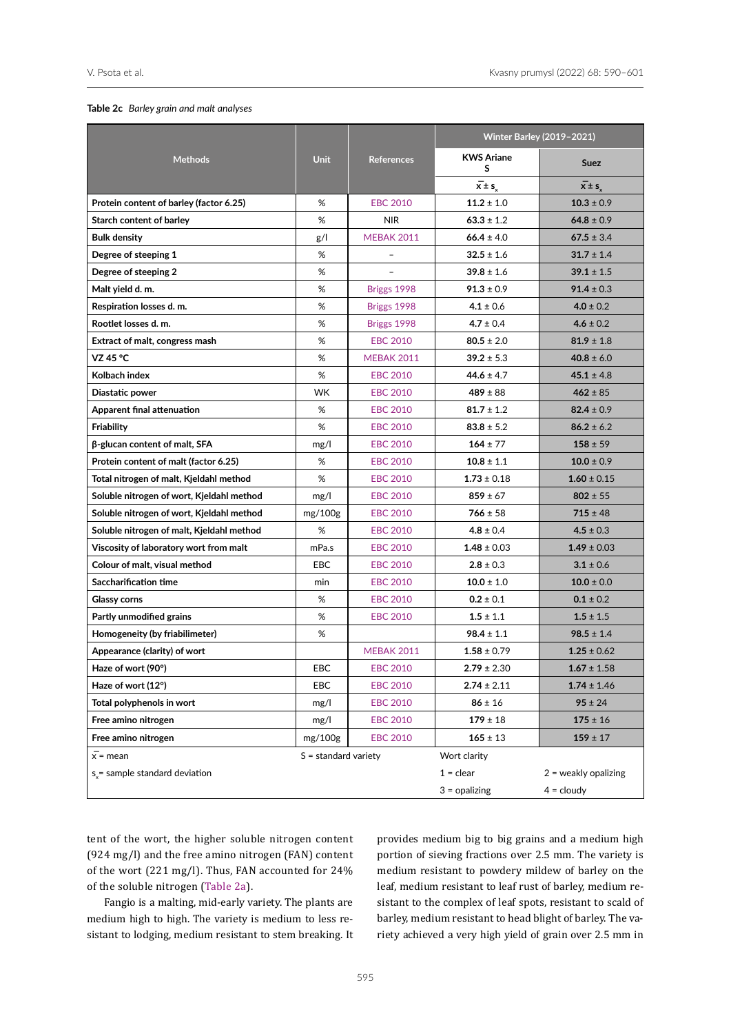**Table 2c** *Barley grain and malt analyses*

| Methods | Unit | References | Winter Barley (2019–2021) | |
|---|---|---|---|---|
| | | | KWS Ariane S | Suez |
| | | | $\bar{x} \pm s_x$ | $\bar{x} \pm s_x$ |
| Protein content of barley (factor 6.25) | % | EBC 2010 | **11.2** ± 1.0 | **10.3** ± 0.9 |
| Starch content of barley | % | NIR | **63.3** ± 1.2 | **64.8** ± 0.9 |
| Bulk density | g/l | MEBAK 2011 | **66.4** ± 4.0 | **67.5** ± 3.4 |
| Degree of steeping 1 | % | – | **32.5** ± 1.6 | **31.7** ± 1.4 |
| Degree of steeping 2 | % | – | **39.8** ± 1.6 | **39.1** ± 1.5 |
| Malt yield d. m. | % | Briggs 1998 | **91.3** ± 0.9 | **91.4** ± 0.3 |
| Respiration losses d. m. | % | Briggs 1998 | **4.1** ± 0.6 | **4.0** ± 0.2 |
| Rootlet losses d. m. | % | Briggs 1998 | **4.7** ± 0.4 | **4.6** ± 0.2 |
| Extract of malt, congress mash | % | EBC 2010 | **80.5** ± 2.0 | **81.9** ± 1.8 |
| VZ 45 °C | % | MEBAK 2011 | **39.2** ± 5.3 | **40.8** ± 6.0 |
| Kolbach index | % | EBC 2010 | **44.6** ± 4.7 | **45.1** ± 4.8 |
| Diastatic power | WK | EBC 2010 | **489** ± 88 | **462** ± 85 |
| Apparent final attenuation | % | EBC 2010 | **81.7** ± 1.2 | **82.4** ± 0.9 |
| Friability | % | EBC 2010 | **83.8** ± 5.2 | **86.2** ± 6.2 |
| β-glucan content of malt, SFA | mg/l | EBC 2010 | **164** ± 77 | **158** ± 59 |
| Protein content of malt (factor 6.25) | % | EBC 2010 | **10.8** ± 1.1 | **10.0** ± 0.9 |
| Total nitrogen of malt, Kjeldahl method | % | EBC 2010 | **1.73** ± 0.18 | **1.60** ± 0.15 |
| Soluble nitrogen of wort, Kjeldahl method | mg/l | EBC 2010 | **859** ± 67 | **802** ± 55 |
| Soluble nitrogen of wort, Kjeldahl method | mg/100g | EBC 2010 | **766** ± 58 | **715** ± 48 |
| Soluble nitrogen of malt, Kjeldahl method | % | EBC 2010 | **4.8** ± 0.4 | **4.5** ± 0.3 |
| Viscosity of laboratory wort from malt | mPa.s | EBC 2010 | **1.48** ± 0.03 | **1.49** ± 0.03 |
| Colour of malt, visual method | EBC | EBC 2010 | **2.8** ± 0.3 | **3.1** ± 0.6 |
| Saccharification time | min | EBC 2010 | **10.0** ± 1.0 | **10.0** ± 0.0 |
| Glassy corns | % | EBC 2010 | **0.2** ± 0.1 | **0.1** ± 0.2 |
| Partly unmodified grains | % | EBC 2010 | **1.5** ± 1.1 | **1.5** ± 1.5 |
| Homogeneity (by friabilimeter) | % | | **98.4** ± 1.1 | **98.5** ± 1.4 |
| Appearance (clarity) of wort | | MEBAK 2011 | **1.58** ± 0.79 | **1.25** ± 0.62 |
| Haze of wort (90°) | EBC | EBC 2010 | **2.79** ± 2.30 | **1.67** ± 1.58 |
| Haze of wort (12°) | EBC | EBC 2010 | **2.74** ± 2.11 | **1.74** ± 1.46 |
| Total polyphenols in wort | mg/l | EBC 2010 | **86** ± 16 | **95** ± 24 |
| Free amino nitrogen | mg/l | EBC 2010 | **179** ± 18 | **175** ± 16 |
| Free amino nitrogen | mg/100g | EBC 2010 | **165** ± 13 | **159** ± 17 |

$\bar{x}$ = mean; $s_x$ = sample standard deviation; S = standard variety

Wort clarity: 1 = clear; 2 = weakly opalizing; 3 = opalizing; 4 = cloudy

tent of the wort, the higher soluble nitrogen content (924 mg/l) and the free amino nitrogen (FAN) content of the wort (221 mg/l). Thus, FAN accounted for 24% of the soluble nitrogen (Table 2a).

Fangio is a malting, mid-early variety. The plants are medium high to high. The variety is medium to less resistant to lodging, medium resistant to stem breaking. It provides medium big to big grains and a medium high portion of sieving fractions over 2.5 mm. The variety is medium resistant to powdery mildew of barley on the leaf, medium resistant to leaf rust of barley, medium resistant to the complex of leaf spots, resistant to scald of barley, medium resistant to head blight of barley. The variety achieved a very high yield of grain over 2.5 mm in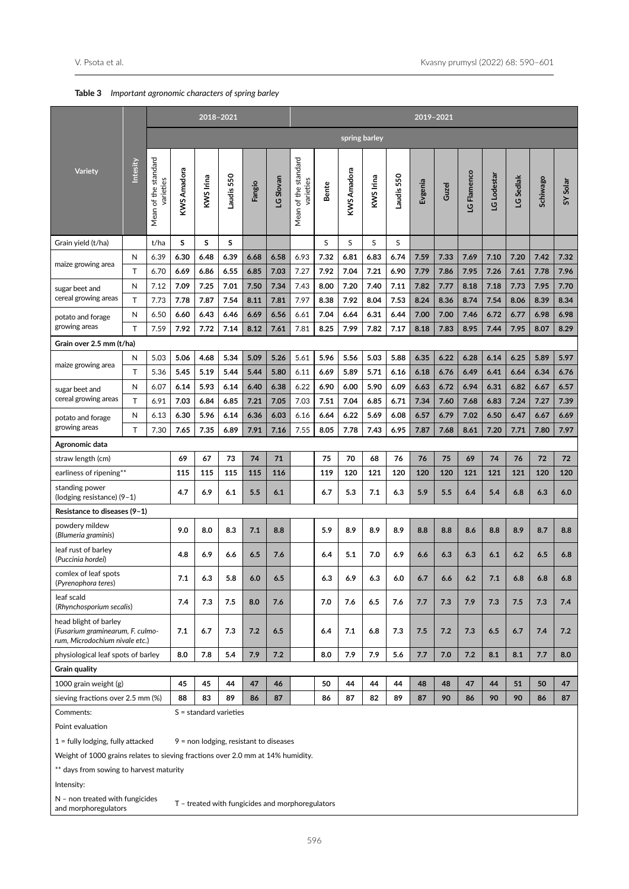**Table 3** *Important agronomic characters of spring barley*

| Variety | Intesity | 2018–2021 | | | | | | 2019–2021 | | | | | | | | | | | | |
|---|---|---|---|---|---|---|---|---|---|---|---|---|---|---|---|---|---|---|---|---|
| | | spring barley | | | | | | | | | | | | | | | | | | |
| | | Mean of the standard varieties | KWS Amadora | KWS Irina | Laudis 550 | Fangio | LG Slovan | Mean of the standard varieties | Bente | KWS Amadora | KWS Irina | Laudis 550 | Evgenia | Guzel | LG Flamenco | LG Lodestar | LG Sedlak | Schiwago | SY Solar |
| Grain yield (t/ha) | | t/ha | S | S | S | | | | S | S | S | S | | | | | | | |
| maize growing area | N | 6.39 | 6.30 | 6.48 | 6.39 | 6.68 | 6.58 | 6.93 | 7.32 | 6.81 | 6.83 | 6.74 | 7.59 | 7.33 | 7.69 | 7.10 | 7.20 | 7.42 | 7.32 |
| | T | 6.70 | 6.69 | 6.86 | 6.55 | 6.85 | 7.03 | 7.27 | 7.92 | 7.04 | 7.21 | 6.90 | 7.79 | 7.86 | 7.95 | 7.26 | 7.61 | 7.78 | 7.96 |
| sugar beet and cereal growing areas | N | 7.12 | 7.09 | 7.25 | 7.01 | 7.50 | 7.34 | 7.43 | 8.00 | 7.20 | 7.40 | 7.11 | 7.82 | 7.77 | 8.18 | 7.18 | 7.73 | 7.95 | 7.70 |
| | T | 7.73 | 7.78 | 7.87 | 7.54 | 8.11 | 7.81 | 7.97 | 8.38 | 7.92 | 8.04 | 7.53 | 8.24 | 8.36 | 8.74 | 7.54 | 8.06 | 8.39 | 8.34 |
| potato and forage growing areas | N | 6.50 | 6.60 | 6.43 | 6.46 | 6.69 | 6.56 | 6.61 | 7.04 | 6.64 | 6.31 | 6.44 | 7.00 | 7.00 | 7.46 | 6.72 | 6.77 | 6.98 | 6.98 |
| | T | 7.59 | 7.92 | 7.72 | 7.14 | 8.12 | 7.61 | 7.81 | 8.25 | 7.99 | 7.82 | 7.17 | 8.18 | 7.83 | 8.95 | 7.44 | 7.95 | 8.07 | 8.29 |
| **Grain over 2.5 mm (t/ha)** | | | | | | | | | | | | | | | | | | | |
| maize growing area | N | 5.03 | 5.06 | 4.68 | 5.34 | 5.09 | 5.26 | 5.61 | 5.96 | 5.56 | 5.03 | 5.88 | 6.35 | 6.22 | 6.28 | 6.14 | 6.25 | 5.89 | 5.97 |
| | T | 5.36 | 5.45 | 5.19 | 5.44 | 5.44 | 5.80 | 6.11 | 6.69 | 5.89 | 5.71 | 6.16 | 6.18 | 6.76 | 6.49 | 6.41 | 6.64 | 6.34 | 6.76 |
| sugar beet and cereal growing areas | N | 6.07 | 6.14 | 5.93 | 6.14 | 6.40 | 6.38 | 6.22 | 6.90 | 6.00 | 5.90 | 6.09 | 6.63 | 6.72 | 6.94 | 6.31 | 6.82 | 6.67 | 6.57 |
| | T | 6.91 | 7.03 | 6.84 | 6.85 | 7.21 | 7.05 | 7.03 | 7.51 | 7.04 | 6.85 | 6.71 | 7.34 | 7.60 | 7.68 | 6.83 | 7.24 | 7.27 | 7.39 |
| potato and forage growing areas | N | 6.13 | 6.30 | 5.96 | 6.14 | 6.36 | 6.03 | 6.16 | 6.64 | 6.22 | 5.69 | 6.08 | 6.57 | 6.79 | 7.02 | 6.50 | 6.47 | 6.67 | 6.69 |
| | T | 7.30 | 7.65 | 7.35 | 6.89 | 7.91 | 7.16 | 7.55 | 8.05 | 7.78 | 7.43 | 6.95 | 7.87 | 7.68 | 8.61 | 7.20 | 7.71 | 7.80 | 7.97 |
| **Agronomic data** | | | | | | | | | | | | | | | | | | | |
| straw length (cm) | | | 69 | 67 | 73 | 74 | 71 | | 75 | 70 | 68 | 76 | 76 | 75 | 69 | 74 | 76 | 72 | 72 |
| earliness of ripening** | | | 115 | 115 | 115 | 115 | 116 | | 119 | 120 | 121 | 120 | 120 | 120 | 121 | 121 | 121 | 120 | 120 |
| standing power (lodging resistance) (9–1) | | | 4.7 | 6.9 | 6.1 | 5.5 | 6.1 | | 6.7 | 5.3 | 7.1 | 6.3 | 5.9 | 5.5 | 6.4 | 5.4 | 6.8 | 6.3 | 6.0 |
| **Resistance to diseases (9–1)** | | | | | | | | | | | | | | | | | | | |
| powdery mildew (*Blumeria graminis*) | | | 9.0 | 8.0 | 8.3 | 7.1 | 8.8 | | 5.9 | 8.9 | 8.9 | 8.9 | 8.8 | 8.8 | 8.6 | 8.8 | 8.9 | 8.7 | 8.8 |
| leaf rust of barley (*Puccinia hordei*) | | | 4.8 | 6.9 | 6.6 | 6.5 | 7.6 | | 6.4 | 5.1 | 7.0 | 6.9 | 6.6 | 6.3 | 6.3 | 6.1 | 6.2 | 6.5 | 6.8 |
| comlex of leaf spots (*Pyrenophora teres*) | | | 7.1 | 6.3 | 5.8 | 6.0 | 6.5 | | 6.3 | 6.9 | 6.3 | 6.0 | 6.7 | 6.6 | 6.2 | 7.1 | 6.8 | 6.8 | 6.8 |
| leaf scald (*Rhynchosporium secalis*) | | | 7.4 | 7.3 | 7.5 | 8.0 | 7.6 | | 7.0 | 7.6 | 6.5 | 7.6 | 7.7 | 7.3 | 7.9 | 7.3 | 7.5 | 7.3 | 7.4 |
| head blight of barley (*Fusarium graminearum, F. culmorum, Microdochium nivale etc.*) | | | 7.1 | 6.7 | 7.3 | 7.2 | 6.5 | | 6.4 | 7.1 | 6.8 | 7.3 | 7.5 | 7.2 | 7.3 | 6.5 | 6.7 | 7.4 | 7.2 |
| physiological leaf spots of barley | | | 8.0 | 7.8 | 5.4 | 7.9 | 7.2 | | 8.0 | 7.9 | 7.9 | 5.6 | 7.7 | 7.0 | 7.2 | 8.1 | 8.1 | 7.7 | 8.0 |
| **Grain quality** | | | | | | | | | | | | | | | | | | | |
| 1000 grain weight (g) | | | 45 | 45 | 44 | 47 | 46 | | 50 | 44 | 44 | 44 | 48 | 48 | 47 | 44 | 51 | 50 | 47 |
| sieving fractions over 2.5 mm (%) | | | 88 | 83 | 89 | 86 | 87 | | 86 | 87 | 82 | 89 | 87 | 90 | 86 | 90 | 90 | 86 | 87 |

Comments: S = standard varieties

Point evaluation

1 = fully lodging, fully attacked 9 = non lodging, resistant to diseases

Weight of 1000 grains relates to sieving fractions over 2.0 mm at 14% humidity.

** days from sowing to harvest maturity

Intensity:

N – non treated with fungicides and morphoregulators T – treated with fungicides and morphoregulators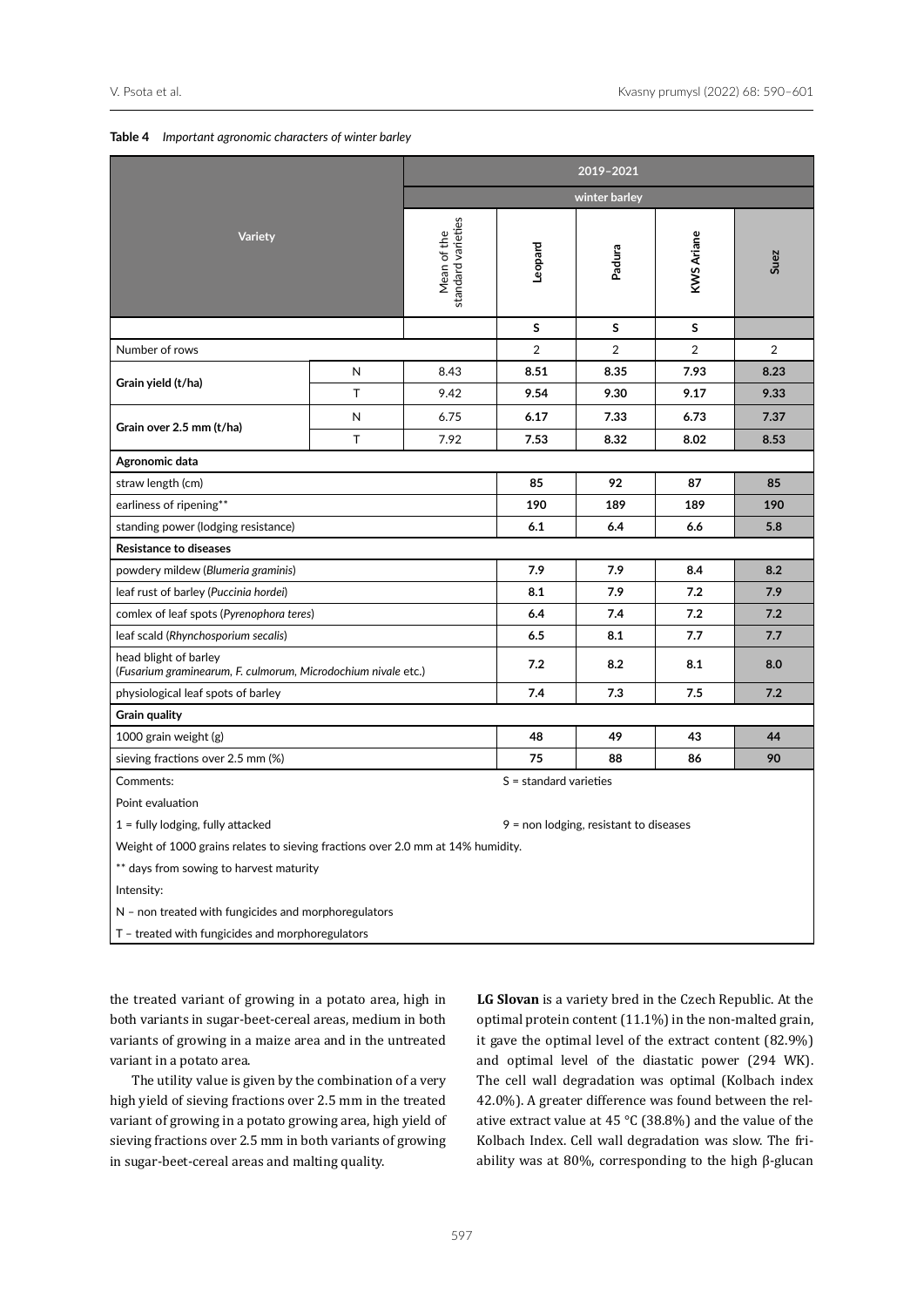**Table 4** *Important agronomic characters of winter barley*

| Variety | | 2019–2021 | | | | |
|---|---|---|---|---|---|---|
| | | winter barley | | | | |
| | | Mean of the standard varieties | **Leopard** | **Padura** | **KWS Ariane** | **Suez** |
| | | | **S** | **S** | **S** | |
| Number of rows | | | 2 | 2 | 2 | 2 |
| **Grain yield (t/ha)** | N | 8.43 | **8.51** | **8.35** | **7.93** | **8.23** |
| | T | 9.42 | **9.54** | **9.30** | **9.17** | **9.33** |
| **Grain over 2.5 mm (t/ha)** | N | 6.75 | **6.17** | **7.33** | **6.73** | **7.37** |
| | T | 7.92 | **7.53** | **8.32** | **8.02** | **8.53** |
| **Agronomic data** | | | | | | |
| straw length (cm) | | | **85** | **92** | **87** | **85** |
| earliness of ripening** | | | **190** | **189** | **189** | **190** |
| standing power (lodging resistance) | | | **6.1** | **6.4** | **6.6** | **5.8** |
| **Resistance to diseases** | | | | | | |
| powdery mildew (*Blumeria graminis*) | | | **7.9** | **7.9** | **8.4** | **8.2** |
| leaf rust of barley (*Puccinia hordei*) | | | **8.1** | **7.9** | **7.2** | **7.9** |
| comlex of leaf spots (*Pyrenophora teres*) | | | **6.4** | **7.4** | **7.2** | **7.2** |
| leaf scald (*Rhynchosporium secalis*) | | | **6.5** | **8.1** | **7.7** | **7.7** |
| head blight of barley (*Fusarium graminearum, F. culmorum, Microdochium nivale etc.*) | | | **7.2** | **8.2** | **8.1** | **8.0** |
| physiological leaf spots of barley | | | **7.4** | **7.3** | **7.5** | **7.2** |
| **Grain quality** | | | | | | |
| 1000 grain weight (g) | | | **48** | **49** | **43** | **44** |
| sieving fractions over 2.5 mm (%) | | | **75** | **88** | **86** | **90** |

Comments: S = standard varieties

Point evaluation

1 = fully lodging, fully attacked 9 = non lodging, resistant to diseases

Weight of 1000 grains relates to sieving fractions over 2.0 mm at 14% humidity.

** days from sowing to harvest maturity

Intensity:

N – non treated with fungicides and morphoregulators

T – treated with fungicides and morphoregulators

the treated variant of growing in a potato area, high in both variants in sugar-beet-cereal areas, medium in both variants of growing in a maize area and in the untreated variant in a potato area.

The utility value is given by the combination of a very high yield of sieving fractions over 2.5 mm in the treated variant of growing in a potato growing area, high yield of sieving fractions over 2.5 mm in both variants of growing in sugar-beet-cereal areas and malting quality.

**LG Slovan** is a variety bred in the Czech Republic. At the optimal protein content (11.1%) in the non-malted grain, it gave the optimal level of the extract content (82.9%) and optimal level of the diastatic power (294 WK). The cell wall degradation was optimal (Kolbach index 42.0%). A greater difference was found between the relative extract value at 45 °C (38.8%) and the value of the Kolbach Index. Cell wall degradation was slow. The friability was at 80%, corresponding to the high β-glucan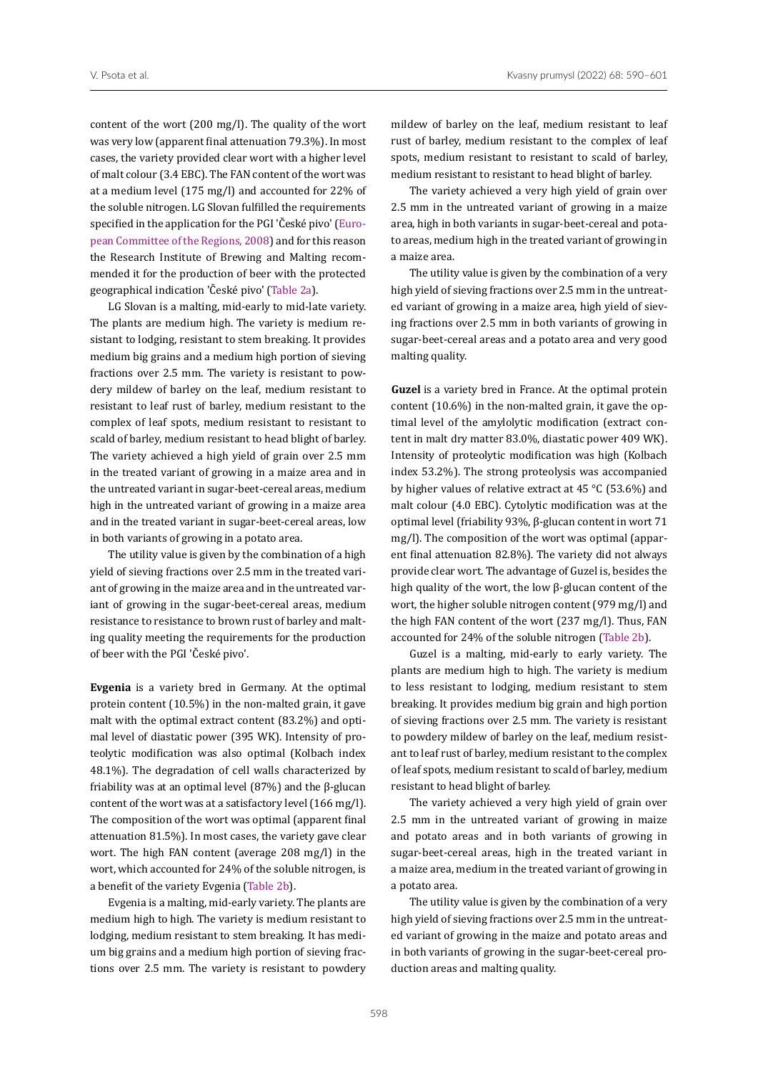content of the wort (200 mg/l). The quality of the wort was very low (apparent final attenuation 79.3%). In most cases, the variety provided clear wort with a higher level of malt colour (3.4 EBC). The FAN content of the wort was at a medium level (175 mg/l) and accounted for 22% of the soluble nitrogen. LG Slovan fulfilled the requirements specified in the application for the PGI 'České pivo' (European Committee of the Regions, 2008) and for this reason the Research Institute of Brewing and Malting recommended it for the production of beer with the protected geographical indication 'České pivo' (Table 2a).

LG Slovan is a malting, mid-early to mid-late variety. The plants are medium high. The variety is medium resistant to lodging, resistant to stem breaking. It provides medium big grains and a medium high portion of sieving fractions over 2.5 mm. The variety is resistant to powdery mildew of barley on the leaf, medium resistant to resistant to leaf rust of barley, medium resistant to the complex of leaf spots, medium resistant to resistant to scald of barley, medium resistant to head blight of barley. The variety achieved a high yield of grain over 2.5 mm in the treated variant of growing in a maize area and in the untreated variant in sugar-beet-cereal areas, medium high in the untreated variant of growing in a maize area and in the treated variant in sugar-beet-cereal areas, low in both variants of growing in a potato area.

The utility value is given by the combination of a high yield of sieving fractions over 2.5 mm in the treated variant of growing in the maize area and in the untreated variant of growing in the sugar-beet-cereal areas, medium resistance to resistance to brown rust of barley and malting quality meeting the requirements for the production of beer with the PGI 'České pivo'.

**Evgenia** is a variety bred in Germany. At the optimal protein content (10.5%) in the non-malted grain, it gave malt with the optimal extract content (83.2%) and optimal level of diastatic power (395 WK). Intensity of proteolytic modification was also optimal (Kolbach index 48.1%). The degradation of cell walls characterized by friability was at an optimal level (87%) and the β-glucan content of the wort was at a satisfactory level (166 mg/l). The composition of the wort was optimal (apparent final attenuation 81.5%). In most cases, the variety gave clear wort. The high FAN content (average 208 mg/l) in the wort, which accounted for 24% of the soluble nitrogen, is a benefit of the variety Evgenia (Table 2b).

Evgenia is a malting, mid-early variety. The plants are medium high to high. The variety is medium resistant to lodging, medium resistant to stem breaking. It has medium big grains and a medium high portion of sieving fractions over 2.5 mm. The variety is resistant to powdery mildew of barley on the leaf, medium resistant to leaf rust of barley, medium resistant to the complex of leaf spots, medium resistant to resistant to scald of barley, medium resistant to resistant to head blight of barley.

The variety achieved a very high yield of grain over 2.5 mm in the untreated variant of growing in a maize area, high in both variants in sugar-beet-cereal and potato areas, medium high in the treated variant of growing in a maize area.

The utility value is given by the combination of a very high yield of sieving fractions over 2.5 mm in the untreated variant of growing in a maize area, high yield of sieving fractions over 2.5 mm in both variants of growing in sugar-beet-cereal areas and a potato area and very good malting quality.

**Guzel** is a variety bred in France. At the optimal protein content (10.6%) in the non-malted grain, it gave the optimal level of the amylolytic modification (extract content in malt dry matter 83.0%, diastatic power 409 WK). Intensity of proteolytic modification was high (Kolbach index 53.2%). The strong proteolysis was accompanied by higher values of relative extract at 45 °C (53.6%) and malt colour (4.0 EBC). Cytolytic modification was at the optimal level (friability 93%, β-glucan content in wort 71 mg/l). The composition of the wort was optimal (apparent final attenuation 82.8%). The variety did not always provide clear wort. The advantage of Guzel is, besides the high quality of the wort, the low β-glucan content of the wort, the higher soluble nitrogen content (979 mg/l) and the high FAN content of the wort (237 mg/l). Thus, FAN accounted for 24% of the soluble nitrogen (Table 2b).

Guzel is a malting, mid-early to early variety. The plants are medium high to high. The variety is medium to less resistant to lodging, medium resistant to stem breaking. It provides medium big grain and high portion of sieving fractions over 2.5 mm. The variety is resistant to powdery mildew of barley on the leaf, medium resistant to leaf rust of barley, medium resistant to the complex of leaf spots, medium resistant to scald of barley, medium resistant to head blight of barley.

The variety achieved a very high yield of grain over 2.5 mm in the untreated variant of growing in maize and potato areas and in both variants of growing in sugar-beet-cereal areas, high in the treated variant in a maize area, medium in the treated variant of growing in a potato area.

The utility value is given by the combination of a very high yield of sieving fractions over 2.5 mm in the untreated variant of growing in the maize and potato areas and in both variants of growing in the sugar-beet-cereal production areas and malting quality.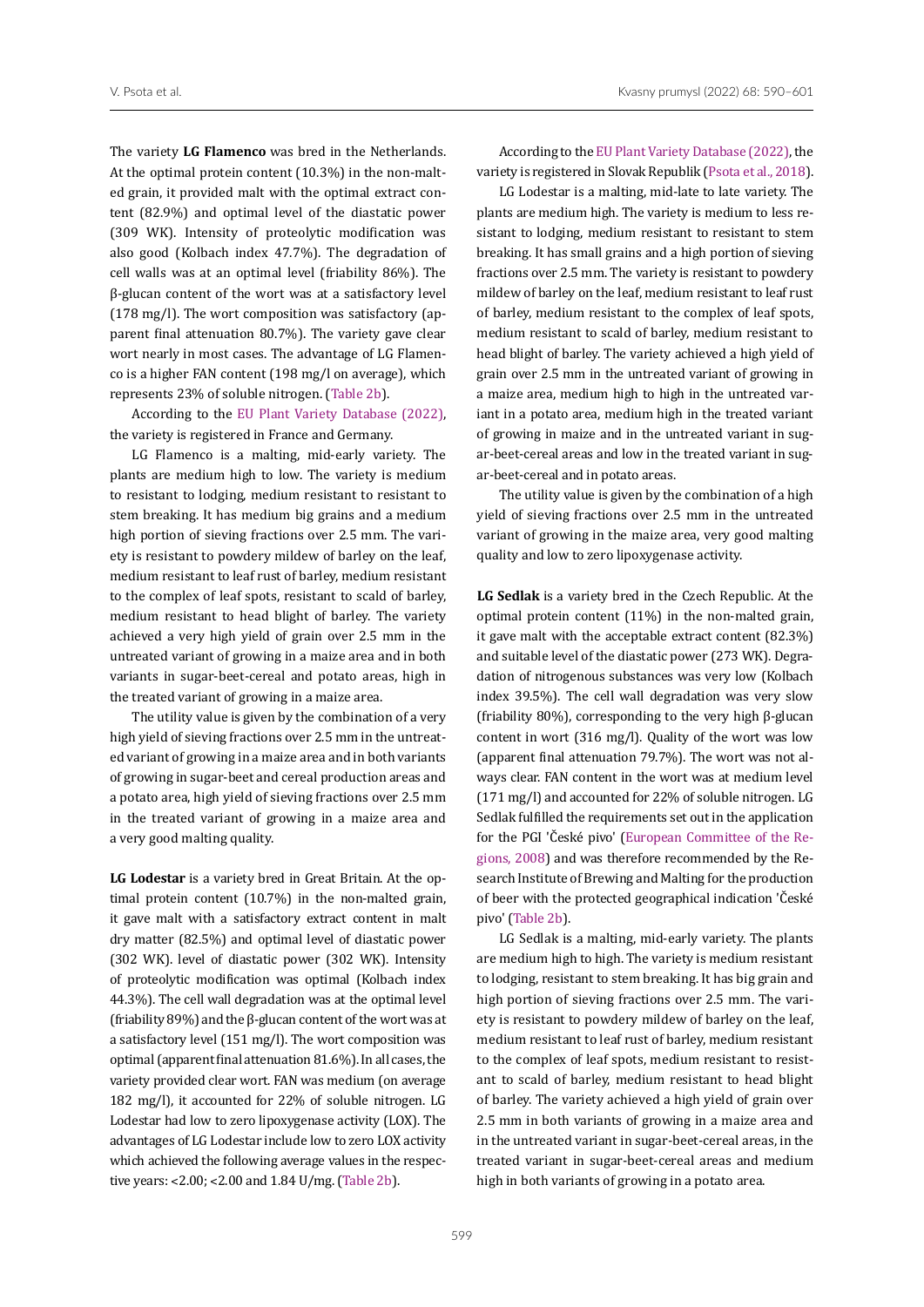The variety **LG Flamenco** was bred in the Netherlands. At the optimal protein content (10.3%) in the non-malted grain, it provided malt with the optimal extract content (82.9%) and optimal level of the diastatic power (309 WK). Intensity of proteolytic modification was also good (Kolbach index 47.7%). The degradation of cell walls was at an optimal level (friability 86%). The β-glucan content of the wort was at a satisfactory level (178 mg/l). The wort composition was satisfactory (apparent final attenuation 80.7%). The variety gave clear wort nearly in most cases. The advantage of LG Flamenco is a higher FAN content (198 mg/l on average), which represents 23% of soluble nitrogen. (Table 2b).

According to the EU Plant Variety Database (2022), the variety is registered in France and Germany.

LG Flamenco is a malting, mid-early variety. The plants are medium high to low. The variety is medium to resistant to lodging, medium resistant to resistant to stem breaking. It has medium big grains and a medium high portion of sieving fractions over 2.5 mm. The variety is resistant to powdery mildew of barley on the leaf, medium resistant to leaf rust of barley, medium resistant to the complex of leaf spots, resistant to scald of barley, medium resistant to head blight of barley. The variety achieved a very high yield of grain over 2.5 mm in the untreated variant of growing in a maize area and in both variants in sugar-beet-cereal and potato areas, high in the treated variant of growing in a maize area.

The utility value is given by the combination of a very high yield of sieving fractions over 2.5 mm in the untreated variant of growing in a maize area and in both variants of growing in sugar-beet and cereal production areas and a potato area, high yield of sieving fractions over 2.5 mm in the treated variant of growing in a maize area and a very good malting quality.

**LG Lodestar** is a variety bred in Great Britain. At the optimal protein content (10.7%) in the non-malted grain, it gave malt with a satisfactory extract content in malt dry matter (82.5%) and optimal level of diastatic power (302 WK). level of diastatic power (302 WK). Intensity of proteolytic modification was optimal (Kolbach index 44.3%). The cell wall degradation was at the optimal level (friability 89%) and the β-glucan content of the wort was at a satisfactory level (151 mg/l). The wort composition was optimal (apparent final attenuation 81.6%). In all cases, the variety provided clear wort. FAN was medium (on average 182 mg/l), it accounted for 22% of soluble nitrogen. LG Lodestar had low to zero lipoxygenase activity (LOX). The advantages of LG Lodestar include low to zero LOX activity which achieved the following average values in the respective years: <2.00; <2.00 and 1.84 U/mg. (Table 2b).

According to the EU Plant Variety Database (2022), the variety is registered in Slovak Republik (Psota et al., 2018).

LG Lodestar is a malting, mid-late to late variety. The plants are medium high. The variety is medium to less resistant to lodging, medium resistant to resistant to stem breaking. It has small grains and a high portion of sieving fractions over 2.5 mm. The variety is resistant to powdery mildew of barley on the leaf, medium resistant to leaf rust of barley, medium resistant to the complex of leaf spots, medium resistant to scald of barley, medium resistant to head blight of barley. The variety achieved a high yield of grain over 2.5 mm in the untreated variant of growing in a maize area, medium high to high in the untreated variant in a potato area, medium high in the treated variant of growing in maize and in the untreated variant in sugar-beet-cereal areas and low in the treated variant in sugar-beet-cereal and in potato areas.

The utility value is given by the combination of a high yield of sieving fractions over 2.5 mm in the untreated variant of growing in the maize area, very good malting quality and low to zero lipoxygenase activity.

**LG Sedlak** is a variety bred in the Czech Republic. At the optimal protein content (11%) in the non-malted grain, it gave malt with the acceptable extract content (82.3%) and suitable level of the diastatic power (273 WK). Degradation of nitrogenous substances was very low (Kolbach index 39.5%). The cell wall degradation was very slow (friability 80%), corresponding to the very high β-glucan content in wort (316 mg/l). Quality of the wort was low (apparent final attenuation 79.7%). The wort was not always clear. FAN content in the wort was at medium level (171 mg/l) and accounted for 22% of soluble nitrogen. LG Sedlak fulfilled the requirements set out in the application for the PGI 'České pivo' (European Committee of the Regions, 2008) and was therefore recommended by the Research Institute of Brewing and Malting for the production of beer with the protected geographical indication 'České pivo' (Table 2b).

LG Sedlak is a malting, mid-early variety. The plants are medium high to high. The variety is medium resistant to lodging, resistant to stem breaking. It has big grain and high portion of sieving fractions over 2.5 mm. The variety is resistant to powdery mildew of barley on the leaf, medium resistant to leaf rust of barley, medium resistant to the complex of leaf spots, medium resistant to resistant to scald of barley, medium resistant to head blight of barley. The variety achieved a high yield of grain over 2.5 mm in both variants of growing in a maize area and in the untreated variant in sugar-beet-cereal areas, in the treated variant in sugar-beet-cereal areas and medium high in both variants of growing in a potato area.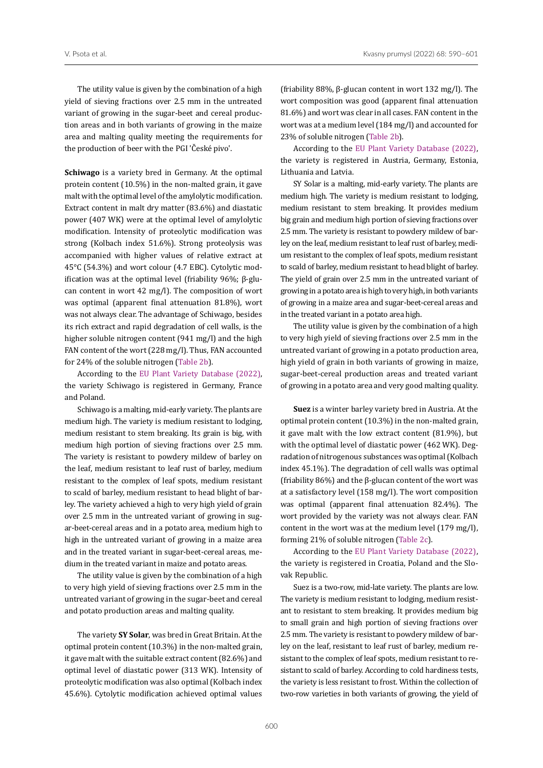The utility value is given by the combination of a high yield of sieving fractions over 2.5 mm in the untreated variant of growing in the sugar-beet and cereal production areas and in both variants of growing in the maize area and malting quality meeting the requirements for the production of beer with the PGI 'České pivo'.

**Schiwago** is a variety bred in Germany. At the optimal protein content (10.5%) in the non-malted grain, it gave malt with the optimal level of the amylolytic modification. Extract content in malt dry matter (83.6%) and diastatic power (407 WK) were at the optimal level of amylolytic modification. Intensity of proteolytic modification was strong (Kolbach index 51.6%). Strong proteolysis was accompanied with higher values of relative extract at 45°C (54.3%) and wort colour (4.7 EBC). Cytolytic modification was at the optimal level (friability 96%; β-glucan content in wort 42 mg/l). The composition of wort was optimal (apparent final attenuation 81.8%), wort was not always clear. The advantage of Schiwago, besides its rich extract and rapid degradation of cell walls, is the higher soluble nitrogen content (941 mg/l) and the high FAN content of the wort (228 mg/l). Thus, FAN accounted for 24% of the soluble nitrogen (Table 2b).

According to the EU Plant Variety Database (2022), the variety Schiwago is registered in Germany, France and Poland.

Schiwago is a malting, mid-early variety. The plants are medium high. The variety is medium resistant to lodging, medium resistant to stem breaking. Its grain is big, with medium high portion of sieving fractions over 2.5 mm. The variety is resistant to powdery mildew of barley on the leaf, medium resistant to leaf rust of barley, medium resistant to the complex of leaf spots, medium resistant to scald of barley, medium resistant to head blight of barley. The variety achieved a high to very high yield of grain over 2.5 mm in the untreated variant of growing in sugar-beet-cereal areas and in a potato area, medium high to high in the untreated variant of growing in a maize area and in the treated variant in sugar-beet-cereal areas, medium in the treated variant in maize and potato areas.

The utility value is given by the combination of a high to very high yield of sieving fractions over 2.5 mm in the untreated variant of growing in the sugar-beet and cereal and potato production areas and malting quality.

The variety **SY Solar**, was bred in Great Britain. At the optimal protein content (10.3%) in the non-malted grain, it gave malt with the suitable extract content (82.6%) and optimal level of diastatic power (313 WK). Intensity of proteolytic modification was also optimal (Kolbach index 45.6%). Cytolytic modification achieved optimal values (friability 88%, β-glucan content in wort 132 mg/l). The wort composition was good (apparent final attenuation 81.6%) and wort was clear in all cases. FAN content in the wort was at a medium level (184 mg/l) and accounted for 23% of soluble nitrogen (Table 2b).

According to the EU Plant Variety Database (2022), the variety is registered in Austria, Germany, Estonia, Lithuania and Latvia.

SY Solar is a malting, mid-early variety. The plants are medium high. The variety is medium resistant to lodging, medium resistant to stem breaking. It provides medium big grain and medium high portion of sieving fractions over 2.5 mm. The variety is resistant to powdery mildew of barley on the leaf, medium resistant to leaf rust of barley, medium resistant to the complex of leaf spots, medium resistant to scald of barley, medium resistant to head blight of barley. The yield of grain over 2.5 mm in the untreated variant of growing in a potato area is high to very high, in both variants of growing in a maize area and sugar-beet-cereal areas and in the treated variant in a potato area high.

The utility value is given by the combination of a high to very high yield of sieving fractions over 2.5 mm in the untreated variant of growing in a potato production area, high yield of grain in both variants of growing in maize, sugar-beet-cereal production areas and treated variant of growing in a potato area and very good malting quality.

**Suez** is a winter barley variety bred in Austria. At the optimal protein content (10.3%) in the non-malted grain, it gave malt with the low extract content (81.9%), but with the optimal level of diastatic power (462 WK). Degradation of nitrogenous substances was optimal (Kolbach index 45.1%). The degradation of cell walls was optimal (friability 86%) and the β-glucan content of the wort was at a satisfactory level (158 mg/l). The wort composition was optimal (apparent final attenuation 82.4%). The wort provided by the variety was not always clear. FAN content in the wort was at the medium level (179 mg/l), forming 21% of soluble nitrogen (Table 2c).

According to the EU Plant Variety Database (2022), the variety is registered in Croatia, Poland and the Slovak Republic.

Suez is a two-row, mid-late variety. The plants are low. The variety is medium resistant to lodging, medium resistant to resistant to stem breaking. It provides medium big to small grain and high portion of sieving fractions over 2.5 mm. The variety is resistant to powdery mildew of barley on the leaf, resistant to leaf rust of barley, medium resistant to the complex of leaf spots, medium resistant to resistant to scald of barley. According to cold hardiness tests, the variety is less resistant to frost. Within the collection of two-row varieties in both variants of growing, the yield of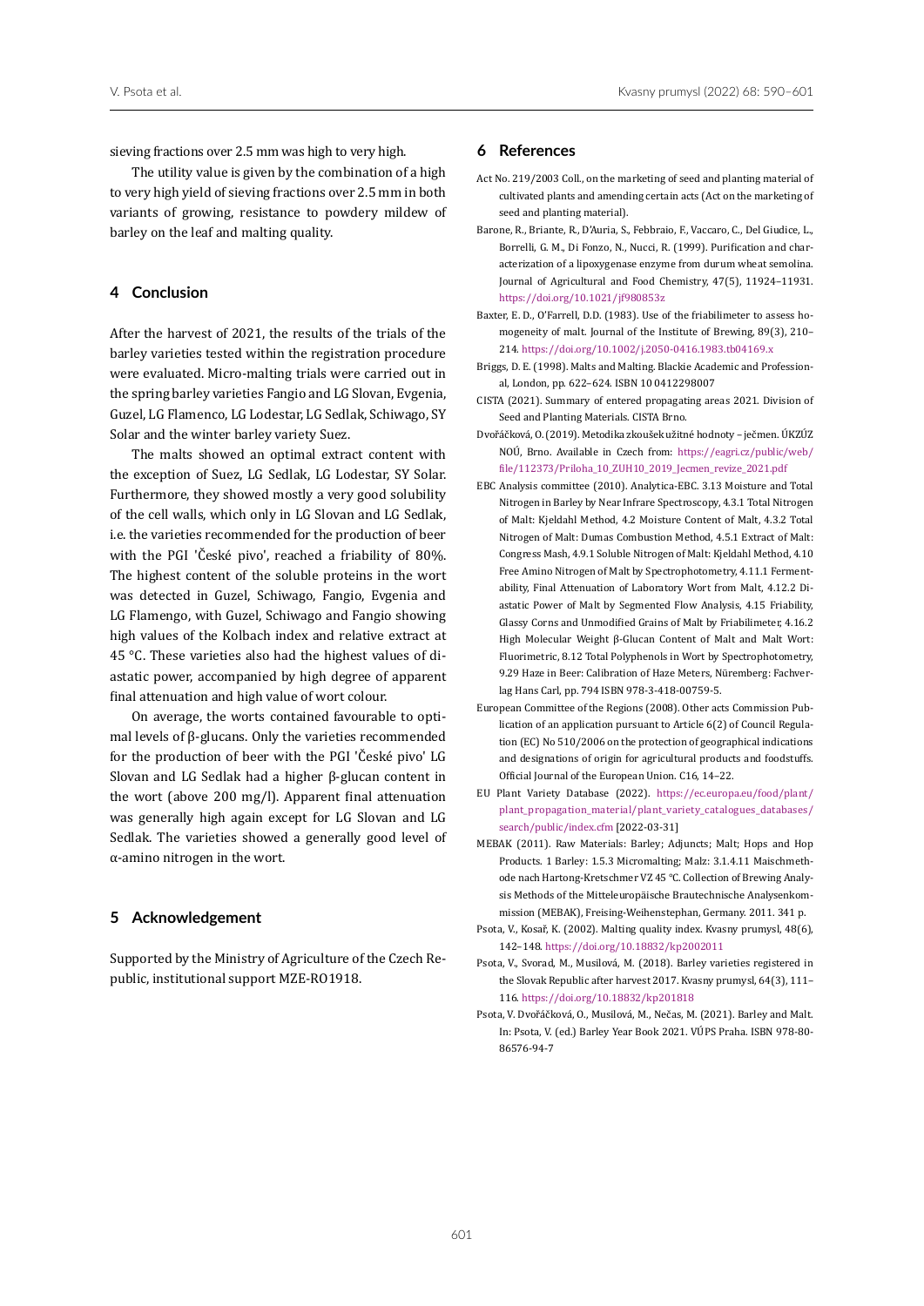sieving fractions over 2.5 mm was high to very high.

The utility value is given by the combination of a high to very high yield of sieving fractions over 2.5 mm in both variants of growing, resistance to powdery mildew of barley on the leaf and malting quality.

## 4 Conclusion

After the harvest of 2021, the results of the trials of the barley varieties tested within the registration procedure were evaluated. Micro-malting trials were carried out in the spring barley varieties Fangio and LG Slovan, Evgenia, Guzel, LG Flamenco, LG Lodestar, LG Sedlak, Schiwago, SY Solar and the winter barley variety Suez.

The malts showed an optimal extract content with the exception of Suez, LG Sedlak, LG Lodestar, SY Solar. Furthermore, they showed mostly a very good solubility of the cell walls, which only in LG Slovan and LG Sedlak, i.e. the varieties recommended for the production of beer with the PGI 'České pivo', reached a friability of 80%. The highest content of the soluble proteins in the wort was detected in Guzel, Schiwago, Fangio, Evgenia and LG Flamengo, with Guzel, Schiwago and Fangio showing high values of the Kolbach index and relative extract at 45 °C. These varieties also had the highest values of diastatic power, accompanied by high degree of apparent final attenuation and high value of wort colour.

On average, the worts contained favourable to optimal levels of β-glucans. Only the varieties recommended for the production of beer with the PGI 'České pivo' LG Slovan and LG Sedlak had a higher β-glucan content in the wort (above 200 mg/l). Apparent final attenuation was generally high again except for LG Slovan and LG Sedlak. The varieties showed a generally good level of α-amino nitrogen in the wort.

## 5 Acknowledgement

Supported by the Ministry of Agriculture of the Czech Republic, institutional support MZE-RO1918.

## 6 References

Act No. 219/2003 Coll., on the marketing of seed and planting material of cultivated plants and amending certain acts (Act on the marketing of seed and planting material).

Barone, R., Briante, R., D'Auria, S., Febbraio, F., Vaccaro, C., Del Giudice, L., Borrelli, G. M., Di Fonzo, N., Nucci, R. (1999). Purification and characterization of a lipoxygenase enzyme from durum wheat semolina. Journal of Agricultural and Food Chemistry, 47(5), 11924–11931. https://doi.org/10.1021/jf980853z

Baxter, E. D., O'Farrell, D.D. (1983). Use of the friabilimeter to assess homogeneity of malt. Journal of the Institute of Brewing, 89(3), 210–214. https://doi.org/10.1002/j.2050-0416.1983.tb04169.x

Briggs, D. E. (1998). Malts and Malting. Blackie Academic and Professional, London, pp. 622–624. ISBN 10 0412298007

CISTA (2021). Summary of entered propagating areas 2021. Division of Seed and Planting Materials. CISTA Brno.

Dvořáčková, O. (2019). Metodika zkoušek užitné hodnoty – ječmen. ÚKZÚZ NOÚ, Brno. Available in Czech from: https://eagri.cz/public/web/file/112373/Priloha_10_ZUH10_2019_Jecmen_revize_2021.pdf

EBC Analysis committee (2010). Analytica-EBC. 3.13 Moisture and Total Nitrogen in Barley by Near Infrare Spectroscopy, 4.3.1 Total Nitrogen of Malt: Kjeldahl Method, 4.2 Moisture Content of Malt, 4.3.2 Total Nitrogen of Malt: Dumas Combustion Method, 4.5.1 Extract of Malt: Congress Mash, 4.9.1 Soluble Nitrogen of Malt: Kjeldahl Method, 4.10 Free Amino Nitrogen of Malt by Spectrophotometry, 4.11.1 Fermentability, Final Attenuation of Laboratory Wort from Malt, 4.12.2 Diastatic Power of Malt by Segmented Flow Analysis, 4.15 Friability, Glassy Corns and Unmodified Grains of Malt by Friabilimeter, 4.16.2 High Molecular Weight β-Glucan Content of Malt and Malt Wort: Fluorimetric, 8.12 Total Polyphenols in Wort by Spectrophotometry, 9.29 Haze in Beer: Calibration of Haze Meters, Nüremberg: Fachverlag Hans Carl, pp. 794 ISBN 978-3-418-00759-5.

European Committee of the Regions (2008). Other acts Commission Publication of an application pursuant to Article 6(2) of Council Regulation (EC) No 510/2006 on the protection of geographical indications and designations of origin for agricultural products and foodstuffs. Official Journal of the European Union. C16, 14–22.

EU Plant Variety Database (2022). https://ec.europa.eu/food/plant/plant_propagation_material/plant_variety_catalogues_databases/search/public/index.cfm [2022-03-31]

MEBAK (2011). Raw Materials: Barley; Adjuncts; Malt; Hops and Hop Products. 1 Barley: 1.5.3 Micromalting; Malz: 3.1.4.11 Maischmethode nach Hartong-Kretschmer VZ 45 °C. Collection of Brewing Analysis Methods of the Mitteleuropäische Brautechnische Analysenkommission (MEBAK), Freising-Weihenstephan, Germany. 2011. 341 p.

Psota, V., Kosař, K. (2002). Malting quality index. Kvasny prumysl, 48(6), 142–148. https://doi.org/10.18832/kp2002011

Psota, V., Svorad, M., Musilová, M. (2018). Barley varieties registered in the Slovak Republic after harvest 2017. Kvasny prumysl, 64(3), 111–116. https://doi.org/10.18832/kp201818

Psota, V. Dvořáčková, O., Musilová, M., Nečas, M. (2021). Barley and Malt. In: Psota, V. (ed.) Barley Year Book 2021. VÚPS Praha. ISBN 978-80-86576-94-7